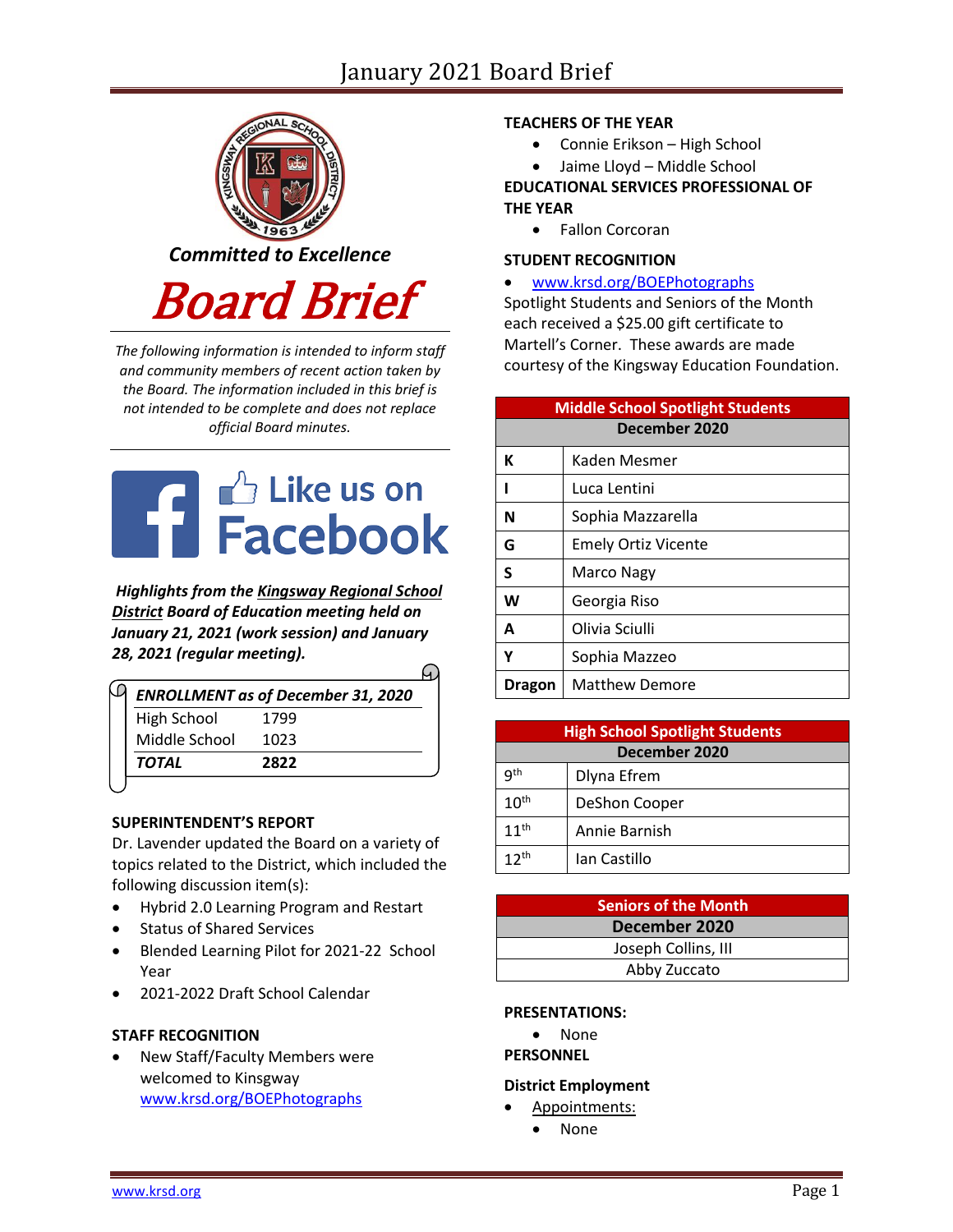# January 2021 Board Brief

***Committed to Excellence***

# Board Brief

*The following information is intended to inform staff and community members of recent action taken by the Board. The information included in this brief is not intended to be complete and does not replace official Board minutes.*

Like us on Facebook

***Highlights from the Kingsway Regional School District Board of Education meeting held on January 21, 2021 (work session) and January 28, 2021 (regular meeting).***

| ***ENROLLMENT as of December 31, 2020*** | |
|---|---|
| High School | 1799 |
| Middle School | 1023 |
| ***TOTAL*** | **2822** |

**SUPERINTENDENT'S REPORT**

Dr. Lavender updated the Board on a variety of topics related to the District, which included the following discussion item(s):

- Hybrid 2.0 Learning Program and Restart
- Status of Shared Services
- Blended Learning Pilot for 2021-22 School Year
- 2021-2022 Draft School Calendar

**STAFF RECOGNITION**

- New Staff/Faculty Members were welcomed to Kingsway www.krsd.org/BOEPhotographs

**TEACHERS OF THE YEAR**

- Connie Erikson – High School
- Jaime Lloyd – Middle School

**EDUCATIONAL SERVICES PROFESSIONAL OF THE YEAR**

- Fallon Corcoran

**STUDENT RECOGNITION**

- www.krsd.org/BOEPhotographs

Spotlight Students and Seniors of the Month each received a $25.00 gift certificate to Martell's Corner. These awards are made courtesy of the Kingsway Education Foundation.

| Middle School Spotlight Students | |
|---|---|
| **December 2020** | |
| **K** | Kaden Mesmer |
| **I** | Luca Lentini |
| **N** | Sophia Mazzarella |
| **G** | Emely Ortiz Vicente |
| **S** | Marco Nagy |
| **W** | Georgia Riso |
| **A** | Olivia Sciulli |
| **Y** | Sophia Mazzeo |
| **Dragon** | Matthew Demore |

| High School Spotlight Students | |
|---|---|
| **December 2020** | |
| 9th | Dlyna Efrem |
| 10th | DeShon Cooper |
| 11th | Annie Barnish |
| 12th | Ian Castillo |

| Seniors of the Month |
|---|
| **December 2020** |
| Joseph Collins, III |
| Abby Zuccato |

**PRESENTATIONS:**

- None

**PERSONNEL**

**District Employment**

- Appointments:
    - None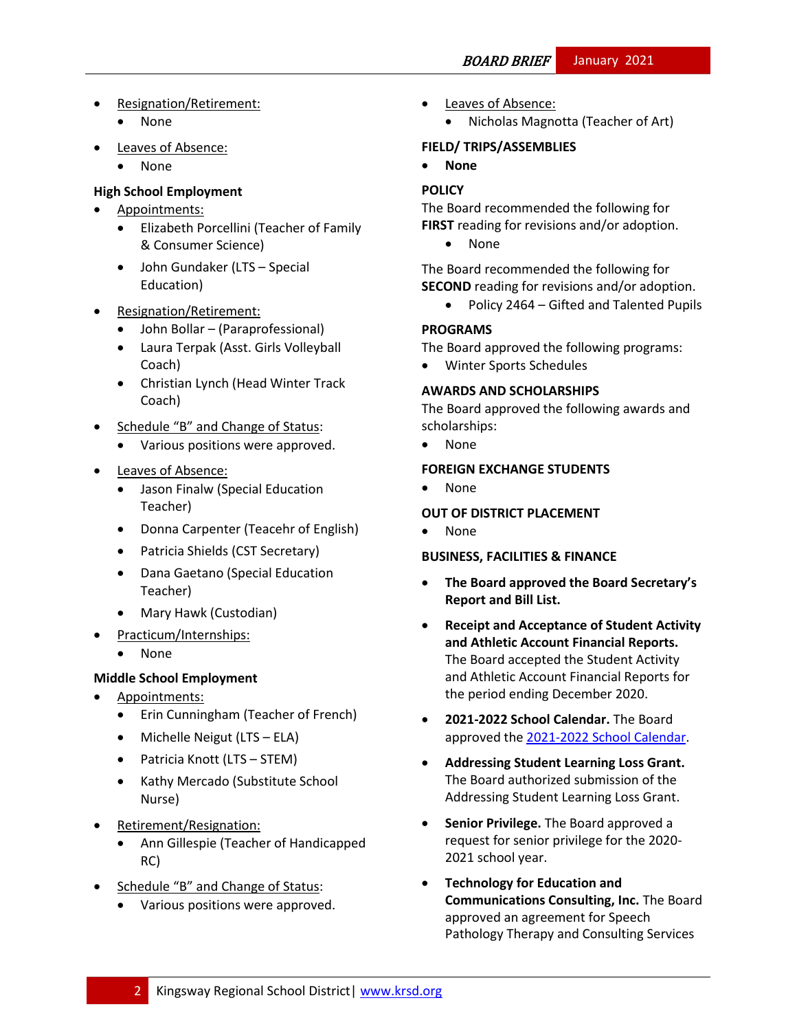- Resignation/Retirement:
  - None
- Leaves of Absence:
  - None

**High School Employment**

- Appointments:
  - Elizabeth Porcellini (Teacher of Family & Consumer Science)
  - John Gundaker (LTS – Special Education)
- Resignation/Retirement:
  - John Bollar – (Paraprofessional)
  - Laura Terpak (Asst. Girls Volleyball Coach)
  - Christian Lynch (Head Winter Track Coach)
- Schedule "B" and Change of Status:
  - Various positions were approved.
- Leaves of Absence:
  - Jason Finalw (Special Education Teacher)
  - Donna Carpenter (Teacehr of English)
  - Patricia Shields (CST Secretary)
  - Dana Gaetano (Special Education Teacher)
  - Mary Hawk (Custodian)
- Practicum/Internships:
  - None

**Middle School Employment**

- Appointments:
  - Erin Cunningham (Teacher of French)
  - Michelle Neigut (LTS – ELA)
  - Patricia Knott (LTS – STEM)
  - Kathy Mercado (Substitute School Nurse)
- Retirement/Resignation:
  - Ann Gillespie (Teacher of Handicapped RC)
- Schedule "B" and Change of Status:
  - Various positions were approved.
- Leaves of Absence:
  - Nicholas Magnotta (Teacher of Art)

**FIELD/ TRIPS/ASSEMBLIES**

- **None**

**POLICY**

The Board recommended the following for **FIRST** reading for revisions and/or adoption.

- None

The Board recommended the following for **SECOND** reading for revisions and/or adoption.

- Policy 2464 – Gifted and Talented Pupils

**PROGRAMS**

The Board approved the following programs:

- Winter Sports Schedules

**AWARDS AND SCHOLARSHIPS**

The Board approved the following awards and scholarships:

- None

**FOREIGN EXCHANGE STUDENTS**

- None

**OUT OF DISTRICT PLACEMENT**

- None

**BUSINESS, FACILITIES & FINANCE**

- **The Board approved the Board Secretary's Report and Bill List.**
- **Receipt and Acceptance of Student Activity and Athletic Account Financial Reports.** The Board accepted the Student Activity and Athletic Account Financial Reports for the period ending December 2020.
- **2021-2022 School Calendar.** The Board approved the 2021-2022 School Calendar.
- **Addressing Student Learning Loss Grant.** The Board authorized submission of the Addressing Student Learning Loss Grant.
- **Senior Privilege.** The Board approved a request for senior privilege for the 2020-2021 school year.
- **Technology for Education and Communications Consulting, Inc.** The Board approved an agreement for Speech Pathology Therapy and Consulting Services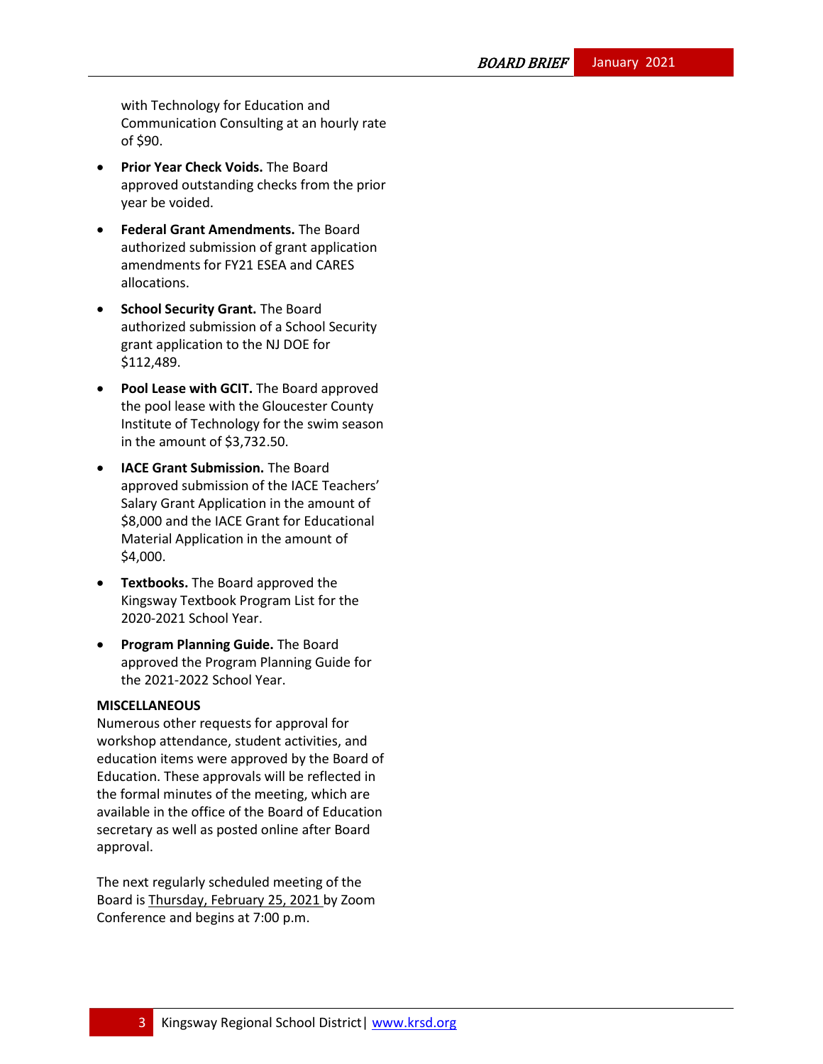with Technology for Education and Communication Consulting at an hourly rate of $90.

- **Prior Year Check Voids.** The Board approved outstanding checks from the prior year be voided.
- **Federal Grant Amendments.** The Board authorized submission of grant application amendments for FY21 ESEA and CARES allocations.
- **School Security Grant.** The Board authorized submission of a School Security grant application to the NJ DOE for $112,489.
- **Pool Lease with GCIT.** The Board approved the pool lease with the Gloucester County Institute of Technology for the swim season in the amount of $3,732.50.
- **IACE Grant Submission.** The Board approved submission of the IACE Teachers' Salary Grant Application in the amount of $8,000 and the IACE Grant for Educational Material Application in the amount of $4,000.
- **Textbooks.** The Board approved the Kingsway Textbook Program List for the 2020-2021 School Year.
- **Program Planning Guide.** The Board approved the Program Planning Guide for the 2021-2022 School Year.

**MISCELLANEOUS**

Numerous other requests for approval for workshop attendance, student activities, and education items were approved by the Board of Education. These approvals will be reflected in the formal minutes of the meeting, which are available in the office of the Board of Education secretary as well as posted online after Board approval.

The next regularly scheduled meeting of the Board is Thursday, February 25, 2021 by Zoom Conference and begins at 7:00 p.m.